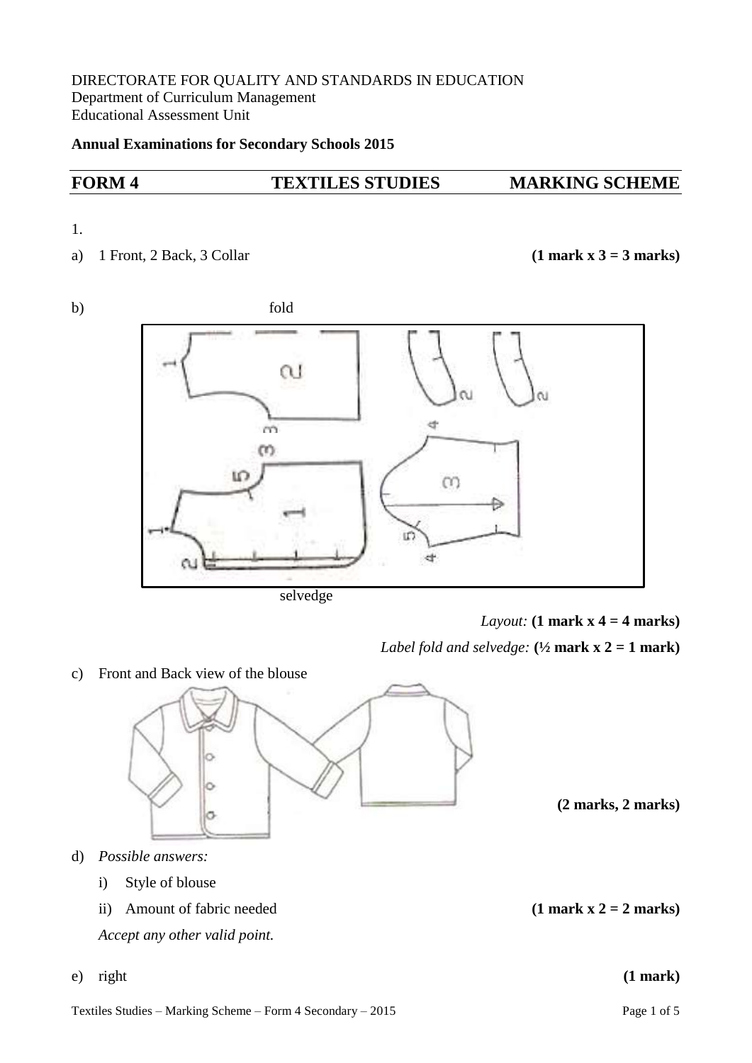DIRECTORATE FOR QUALITY AND STANDARDS IN EDUCATION
Department of Curriculum Management
Educational Assessment Unit

**Annual Examinations for Secondary Schools 2015**

## FORM 4 TEXTILES STUDIES MARKING SCHEME

1.

a) 1 Front, 2 Back, 3 Collar **(1 mark x 3 = 3 marks)**

b) fold

selvedge

*Layout:* **(1 mark x 4 = 4 marks)**

*Label fold and selvedge:* **(½ mark x 2 = 1 mark)**

c) Front and Back view of the blouse

**(2 marks, 2 marks)**

d) *Possible answers:*

   i) Style of blouse

   ii) Amount of fabric needed **(1 mark x 2 = 2 marks)**

   *Accept any other valid point.*

e) right **(1 mark)**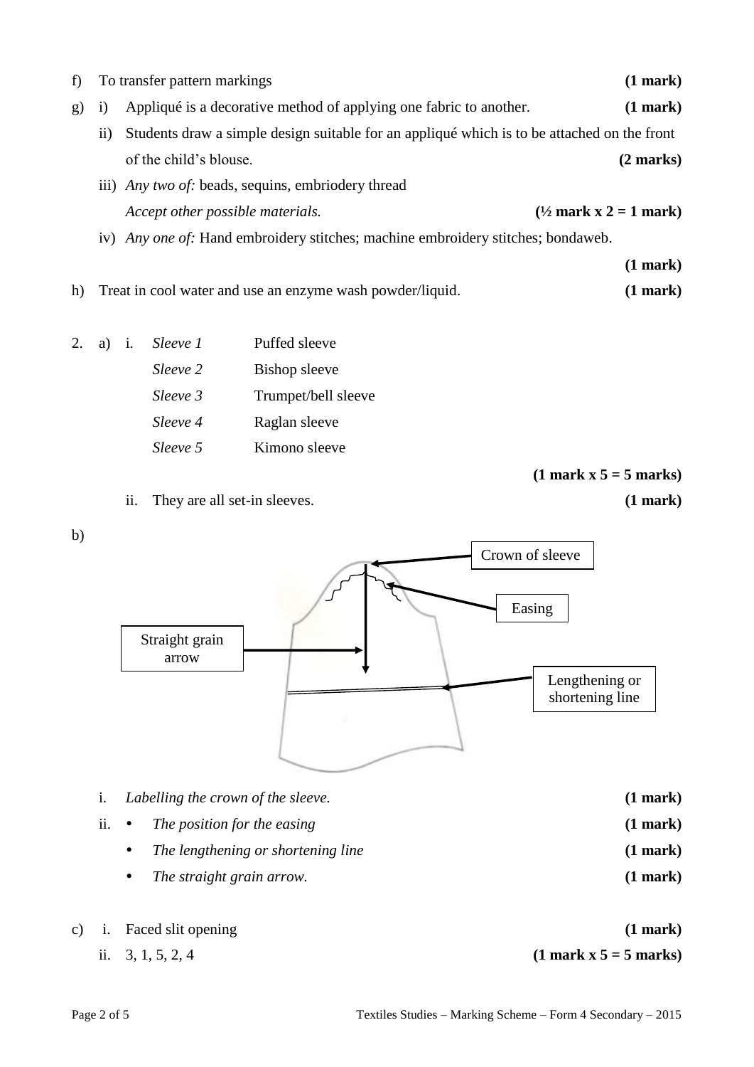f) To transfer pattern markings **(1 mark)**

g) i) Appliqué is a decorative method of applying one fabric to another. **(1 mark)**

ii) Students draw a simple design suitable for an appliqué which is to be attached on the front of the child's blouse. **(2 marks)**

iii) *Any two of:* beads, sequins, embriodery thread
*Accept other possible materials.* **(½ mark x 2 = 1 mark)**

iv) *Any one of:* Hand embroidery stitches; machine embroidery stitches; bondaweb. **(1 mark)**

h) Treat in cool water and use an enzyme wash powder/liquid. **(1 mark)**

2. a) i.

| | |
|---|---|
| *Sleeve 1* | Puffed sleeve |
| *Sleeve 2* | Bishop sleeve |
| *Sleeve 3* | Trumpet/bell sleeve |
| *Sleeve 4* | Raglan sleeve |
| *Sleeve 5* | Kimono sleeve |

**(1 mark x 5 = 5 marks)**

ii. They are all set-in sleeves. **(1 mark)**

b)

Crown of sleeve

Easing

Straight grain arrow

Lengthening or shortening line

i. *Labelling the crown of the sleeve.* **(1 mark)**

ii.
- *The position for the easing* **(1 mark)**
- *The lengthening or shortening line* **(1 mark)**
- *The straight grain arrow.* **(1 mark)**

c) i. Faced slit opening **(1 mark)**

ii. 3, 1, 5, 2, 4 **(1 mark x 5 = 5 marks)**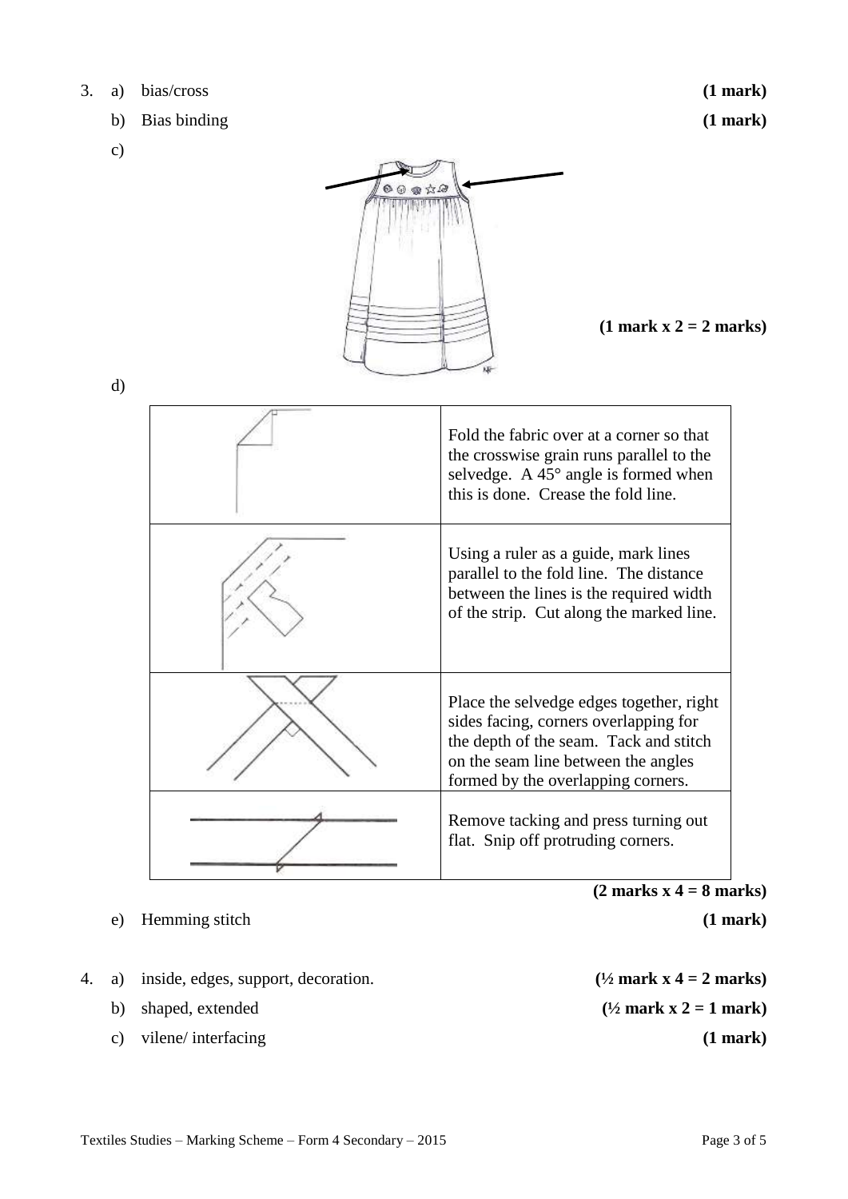3. a) bias/cross **(1 mark)**

   b) Bias binding **(1 mark)**

   c)

   **(1 mark x 2 = 2 marks)**

   d)

| | |
|---|---|
| | Fold the fabric over at a corner so that the crosswise grain runs parallel to the selvedge. A 45° angle is formed when this is done. Crease the fold line. |
| | Using a ruler as a guide, mark lines parallel to the fold line. The distance between the lines is the required width of the strip. Cut along the marked line. |
| | Place the selvedge edges together, right sides facing, corners overlapping for the depth of the seam. Tack and stitch on the seam line between the angles formed by the overlapping corners. |
| | Remove tacking and press turning out flat. Snip off protruding corners. |

   **(2 marks x 4 = 8 marks)**

   e) Hemming stitch **(1 mark)**

4. a) inside, edges, support, decoration. **(½ mark x 4 = 2 marks)**

   b) shaped, extended **(½ mark x 2 = 1 mark)**

   c) vilene/ interfacing **(1 mark)**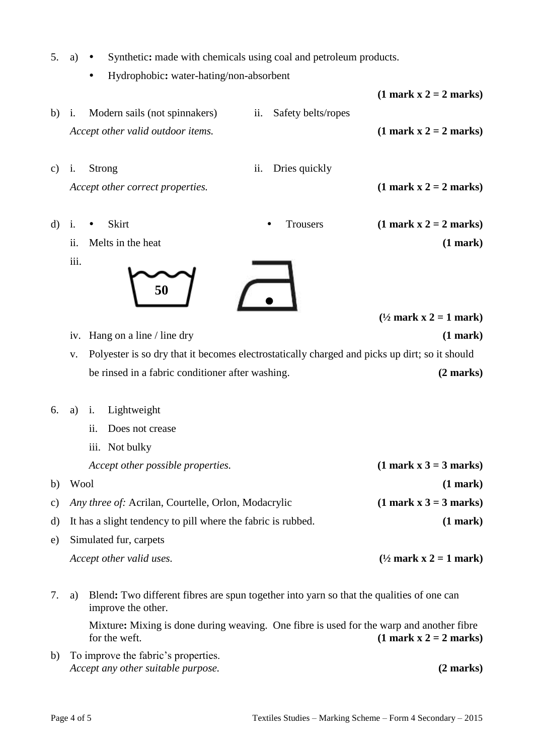5. a)
   - **Synthetic:** made with chemicals using coal and petroleum products.
   - **Hydrophobic:** water-hating/non-absorbent

   **(1 mark x 2 = 2 marks)**

b) i. Modern sails (not spinnakers) ii. Safety belts/ropes

*Accept other valid outdoor items.* **(1 mark x 2 = 2 marks)**

c) i. Strong ii. Dries quickly

*Accept other correct properties.* **(1 mark x 2 = 2 marks)**

d) i.
   - Skirt
   - Trousers

   **(1 mark x 2 = 2 marks)**

   ii. Melts in the heat **(1 mark)**

   iii. 50

   **(½ mark x 2 = 1 mark)**

   iv. Hang on a line / line dry **(1 mark)**

   v. Polyester is so dry that it becomes electrostatically charged and picks up dirt; so it should be rinsed in a fabric conditioner after washing. **(2 marks)**

6. a) i. Lightweight
   ii. Does not crease
   iii. Not bulky

   *Accept other possible properties.* **(1 mark x 3 = 3 marks)**

b) Wool **(1 mark)**

c) *Any three of:* Acrilan, Courtelle, Orlon, Modacrylic **(1 mark x 3 = 3 marks)**

d) It has a slight tendency to pill where the fabric is rubbed. **(1 mark)**

e) Simulated fur, carpets

*Accept other valid uses.* **(½ mark x 2 = 1 mark)**

7. a) **Blend:** Two different fibres are spun together into yarn so that the qualities of one can improve the other.

   **Mixture:** Mixing is done during weaving. One fibre is used for the warp and another fibre for the weft. **(1 mark x 2 = 2 marks)**

b) To improve the fabric's properties.
*Accept any other suitable purpose.* **(2 marks)**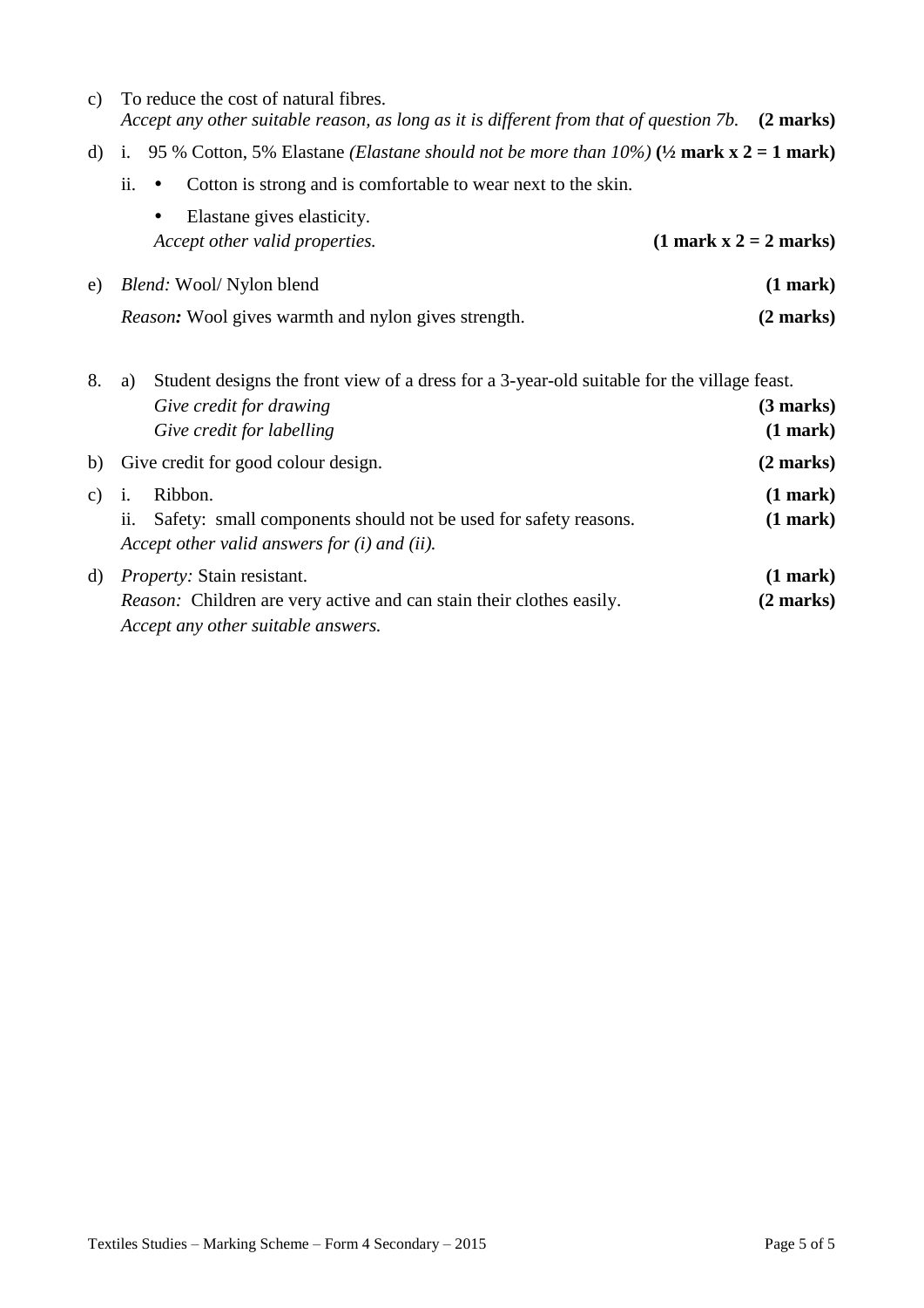c) To reduce the cost of natural fibres.
*Accept any other suitable reason, as long as it is different from that of question 7b.* **(2 marks)**

d) i. 95 % Cotton, 5% Elastane *(Elastane should not be more than 10%)* **(½ mark x 2 = 1 mark)**

ii.
- Cotton is strong and is comfortable to wear next to the skin.
- Elastane gives elasticity.

*Accept other valid properties.* **(1 mark x 2 = 2 marks)**

e) *Blend:* Wool/ Nylon blend **(1 mark)**

*Reason:* Wool gives warmth and nylon gives strength. **(2 marks)**

8. a) Student designs the front view of a dress for a 3-year-old suitable for the village feast.
*Give credit for drawing* **(3 marks)**
*Give credit for labelling* **(1 mark)**

b) Give credit for good colour design. **(2 marks)**

c) i. Ribbon. **(1 mark)**
ii. Safety: small components should not be used for safety reasons. **(1 mark)**
*Accept other valid answers for (i) and (ii).*

d) *Property:* Stain resistant. **(1 mark)**
*Reason:* Children are very active and can stain their clothes easily. **(2 marks)**
*Accept any other suitable answers.*